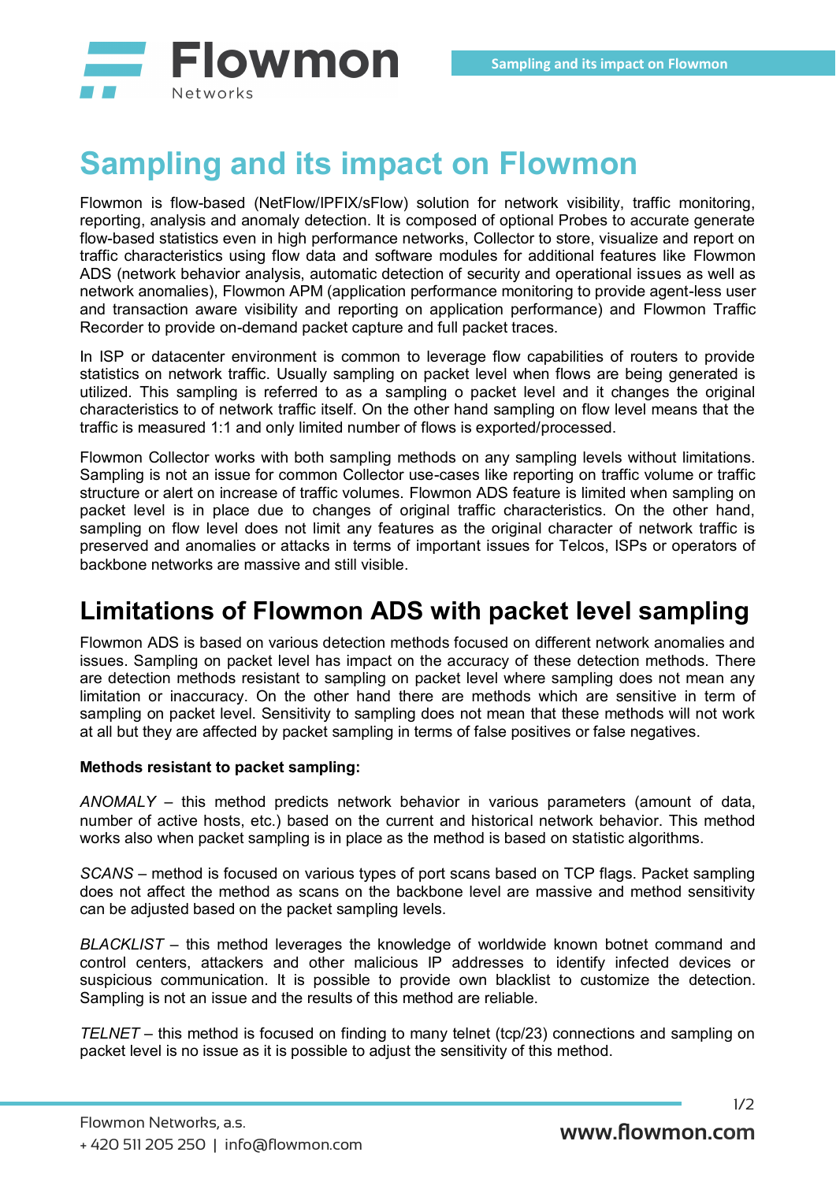# Sampling and its impact on Flowmon

Flowmon is flow-based (NetFlow/IPFIX/sFlow) solution for network visibility, traffic monitoring, reporting, analysis and anomaly detection. It is composed of optional Probes to accurate generate flow-based statistics even in high performance networks, Collector to store, visualize and report on traffic characteristics using flow data and software modules for additional features like Flowmon ADS (network behavior analysis, automatic detection of security and operational issues as well as network anomalies), Flowmon APM (application performance monitoring to provide agent-less user and transaction aware visibility and reporting on application performance) and Flowmon Traffic Recorder to provide on-demand packet capture and full packet traces.

In ISP or datacenter environment is common to leverage flow capabilities of routers to provide statistics on network traffic. Usually sampling on packet level when flows are being generated is utilized. This sampling is referred to as a sampling o packet level and it changes the original characteristics to of network traffic itself. On the other hand sampling on flow level means that the traffic is measured 1:1 and only limited number of flows is exported/processed.

Flowmon Collector works with both sampling methods on any sampling levels without limitations. Sampling is not an issue for common Collector use-cases like reporting on traffic volume or traffic structure or alert on increase of traffic volumes. Flowmon ADS feature is limited when sampling on packet level is in place due to changes of original traffic characteristics. On the other hand, sampling on flow level does not limit any features as the original character of network traffic is preserved and anomalies or attacks in terms of important issues for Telcos, ISPs or operators of backbone networks are massive and still visible.

## Limitations of Flowmon ADS with packet level sampling

Flowmon ADS is based on various detection methods focused on different network anomalies and issues. Sampling on packet level has impact on the accuracy of these detection methods. There are detection methods resistant to sampling on packet level where sampling does not mean any limitation or inaccuracy. On the other hand there are methods which are sensitive in term of sampling on packet level. Sensitivity to sampling does not mean that these methods will not work at all but they are affected by packet sampling in terms of false positives or false negatives.

**Methods resistant to packet sampling:**

*ANOMALY* – this method predicts network behavior in various parameters (amount of data, number of active hosts, etc.) based on the current and historical network behavior. This method works also when packet sampling is in place as the method is based on statistic algorithms.

*SCANS* – method is focused on various types of port scans based on TCP flags. Packet sampling does not affect the method as scans on the backbone level are massive and method sensitivity can be adjusted based on the packet sampling levels.

*BLACKLIST* – this method leverages the knowledge of worldwide known botnet command and control centers, attackers and other malicious IP addresses to identify infected devices or suspicious communication. It is possible to provide own blacklist to customize the detection. Sampling is not an issue and the results of this method are reliable.

*TELNET* – this method is focused on finding to many telnet (tcp/23) connections and sampling on packet level is no issue as it is possible to adjust the sensitivity of this method.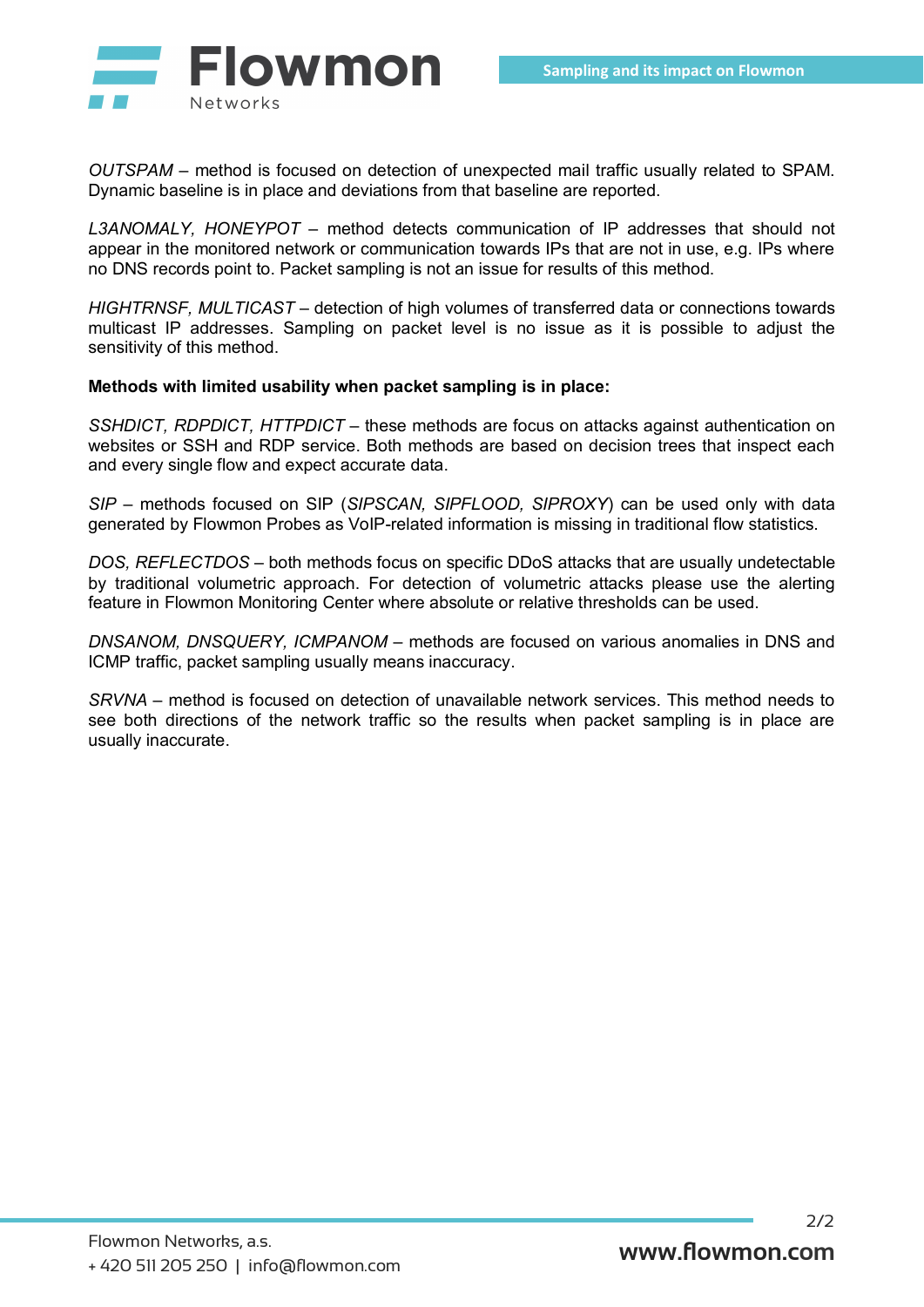*OUTSPAM* – method is focused on detection of unexpected mail traffic usually related to SPAM. Dynamic baseline is in place and deviations from that baseline are reported.

*L3ANOMALY, HONEYPOT* – method detects communication of IP addresses that should not appear in the monitored network or communication towards IPs that are not in use, e.g. IPs where no DNS records point to. Packet sampling is not an issue for results of this method.

*HIGHTRNSF, MULTICAST* – detection of high volumes of transferred data or connections towards multicast IP addresses. Sampling on packet level is no issue as it is possible to adjust the sensitivity of this method.

**Methods with limited usability when packet sampling is in place:**

*SSHDICT, RDPDICT, HTTPDICT* – these methods are focus on attacks against authentication on websites or SSH and RDP service. Both methods are based on decision trees that inspect each and every single flow and expect accurate data.

*SIP* – methods focused on SIP (*SIPSCAN, SIPFLOOD, SIPROXY*) can be used only with data generated by Flowmon Probes as VoIP-related information is missing in traditional flow statistics.

*DOS, REFLECTDOS* – both methods focus on specific DDoS attacks that are usually undetectable by traditional volumetric approach. For detection of volumetric attacks please use the alerting feature in Flowmon Monitoring Center where absolute or relative thresholds can be used.

*DNSANOM, DNSQUERY, ICMPANOM* – methods are focused on various anomalies in DNS and ICMP traffic, packet sampling usually means inaccuracy.

*SRVNA* – method is focused on detection of unavailable network services. This method needs to see both directions of the network traffic so the results when packet sampling is in place are usually inaccurate.